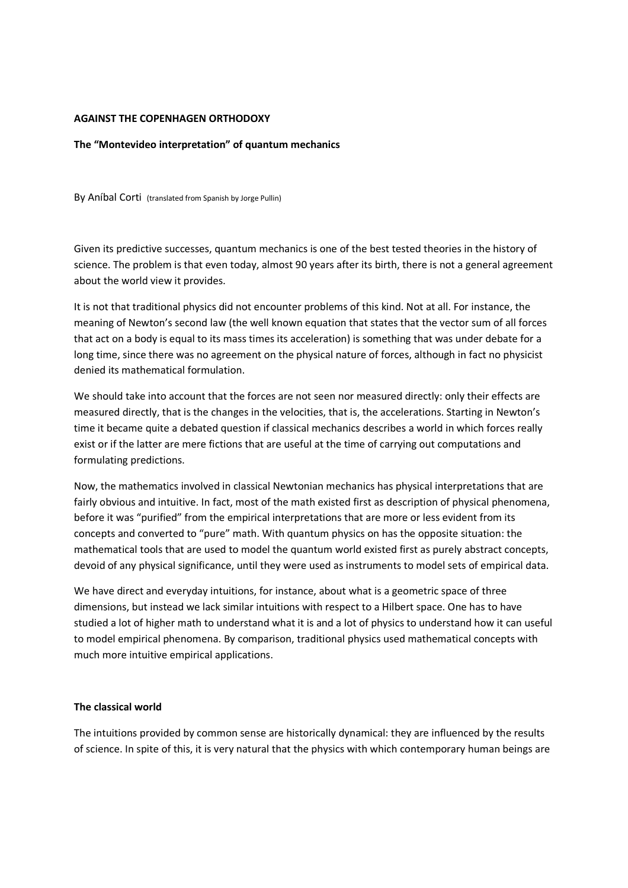**AGAINST THE COPENHAGEN ORTHODOXY**

**The “Montevideo interpretation” of quantum mechanics**

By Aníbal Corti (translated from Spanish by Jorge Pullin)

Given its predictive successes, quantum mechanics is one of the best tested theories in the history of science. The problem is that even today, almost 90 years after its birth, there is not a general agreement about the world view it provides.

It is not that traditional physics did not encounter problems of this kind. Not at all. For instance, the meaning of Newton’s second law (the well known equation that states that the vector sum of all forces that act on a body is equal to its mass times its acceleration) is something that was under debate for a long time, since there was no agreement on the physical nature of forces, although in fact no physicist denied its mathematical formulation.

We should take into account that the forces are not seen nor measured directly: only their effects are measured directly, that is the changes in the velocities, that is, the accelerations. Starting in Newton’s time it became quite a debated question if classical mechanics describes a world in which forces really exist or if the latter are mere fictions that are useful at the time of carrying out computations and formulating predictions.

Now, the mathematics involved in classical Newtonian mechanics has physical interpretations that are fairly obvious and intuitive. In fact, most of the math existed first as description of physical phenomena, before it was “purified” from the empirical interpretations that are more or less evident from its concepts and converted to “pure” math. With quantum physics on has the opposite situation: the mathematical tools that are used to model the quantum world existed first as purely abstract concepts, devoid of any physical significance, until they were used as instruments to model sets of empirical data.

We have direct and everyday intuitions, for instance, about what is a geometric space of three dimensions, but instead we lack similar intuitions with respect to a Hilbert space. One has to have studied a lot of higher math to understand what it is and a lot of physics to understand how it can useful to model empirical phenomena. By comparison, traditional physics used mathematical concepts with much more intuitive empirical applications.

**The classical world**

The intuitions provided by common sense are historically dynamical: they are influenced by the results of science. In spite of this, it is very natural that the physics with which contemporary human beings are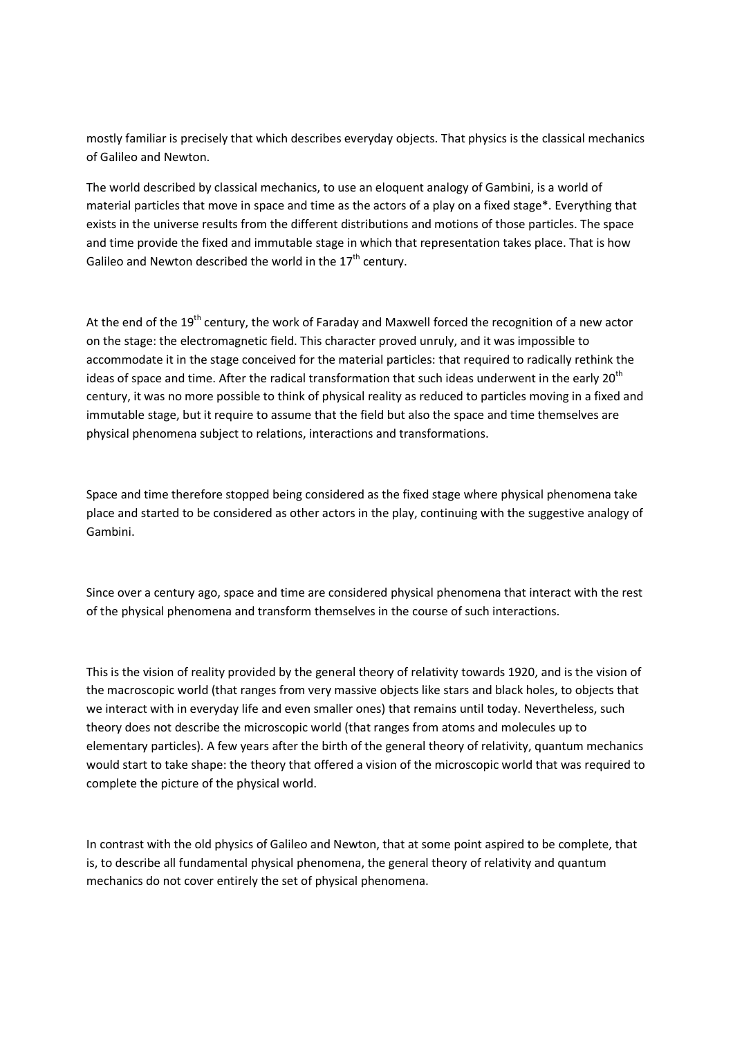mostly familiar is precisely that which describes everyday objects. That physics is the classical mechanics of Galileo and Newton.

The world described by classical mechanics, to use an eloquent analogy of Gambini, is a world of material particles that move in space and time as the actors of a play on a fixed stage*. Everything that exists in the universe results from the different distributions and motions of those particles. The space and time provide the fixed and immutable stage in which that representation takes place. That is how Galileo and Newton described the world in the 17th century.

At the end of the 19th century, the work of Faraday and Maxwell forced the recognition of a new actor on the stage: the electromagnetic field. This character proved unruly, and it was impossible to accommodate it in the stage conceived for the material particles: that required to radically rethink the ideas of space and time. After the radical transformation that such ideas underwent in the early 20th century, it was no more possible to think of physical reality as reduced to particles moving in a fixed and immutable stage, but it require to assume that the field but also the space and time themselves are physical phenomena subject to relations, interactions and transformations.

Space and time therefore stopped being considered as the fixed stage where physical phenomena take place and started to be considered as other actors in the play, continuing with the suggestive analogy of Gambini.

Since over a century ago, space and time are considered physical phenomena that interact with the rest of the physical phenomena and transform themselves in the course of such interactions.

This is the vision of reality provided by the general theory of relativity towards 1920, and is the vision of the macroscopic world (that ranges from very massive objects like stars and black holes, to objects that we interact with in everyday life and even smaller ones) that remains until today. Nevertheless, such theory does not describe the microscopic world (that ranges from atoms and molecules up to elementary particles). A few years after the birth of the general theory of relativity, quantum mechanics would start to take shape: the theory that offered a vision of the microscopic world that was required to complete the picture of the physical world.

In contrast with the old physics of Galileo and Newton, that at some point aspired to be complete, that is, to describe all fundamental physical phenomena, the general theory of relativity and quantum mechanics do not cover entirely the set of physical phenomena.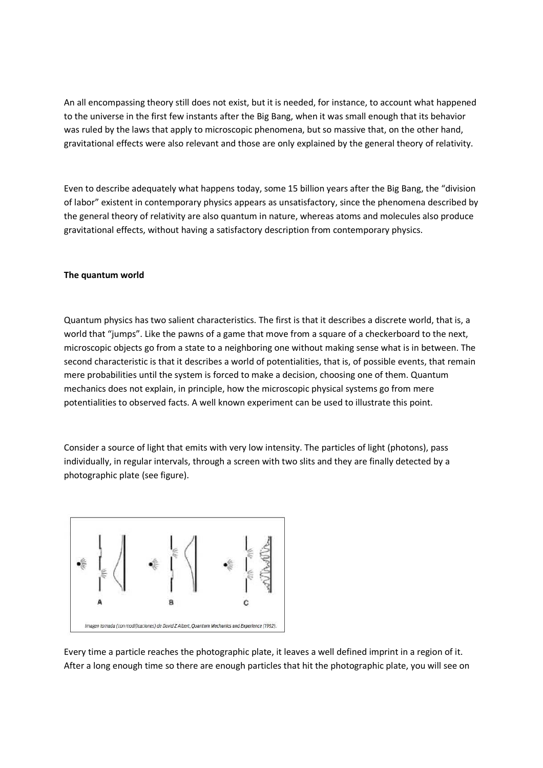An all encompassing theory still does not exist, but it is needed, for instance, to account what happened to the universe in the first few instants after the Big Bang, when it was small enough that its behavior was ruled by the laws that apply to microscopic phenomena, but so massive that, on the other hand, gravitational effects were also relevant and those are only explained by the general theory of relativity.

Even to describe adequately what happens today, some 15 billion years after the Big Bang, the "division of labor" existent in contemporary physics appears as unsatisfactory, since the phenomena described by the general theory of relativity are also quantum in nature, whereas atoms and molecules also produce gravitational effects, without having a satisfactory description from contemporary physics.

**The quantum world**

Quantum physics has two salient characteristics. The first is that it describes a discrete world, that is, a world that "jumps". Like the pawns of a game that move from a square of a checkerboard to the next, microscopic objects go from a state to a neighboring one without making sense what is in between. The second characteristic is that it describes a world of potentialities, that is, of possible events, that remain mere probabilities until the system is forced to make a decision, choosing one of them. Quantum mechanics does not explain, in principle, how the microscopic physical systems go from mere potentialities to observed facts. A well known experiment can be used to illustrate this point.

Consider a source of light that emits with very low intensity. The particles of light (photons), pass individually, in regular intervals, through a screen with two slits and they are finally detected by a photographic plate (see figure).

*Imagen tomada (con modificaciones) de David Z Albert, Quantum Mechanics and Experience (1992).*

Every time a particle reaches the photographic plate, it leaves a well defined imprint in a region of it. After a long enough time so there are enough particles that hit the photographic plate, you will see on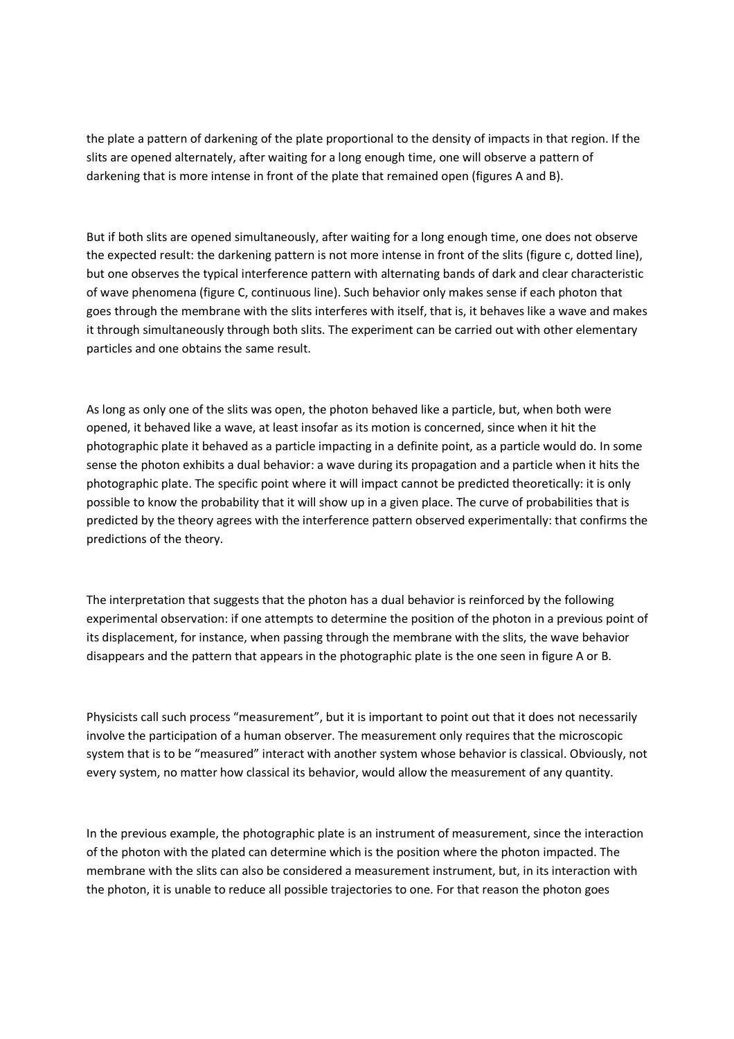the plate a pattern of darkening of the plate proportional to the density of impacts in that region. If the slits are opened alternately, after waiting for a long enough time, one will observe a pattern of darkening that is more intense in front of the plate that remained open (figures A and B).

But if both slits are opened simultaneously, after waiting for a long enough time, one does not observe the expected result: the darkening pattern is not more intense in front of the slits (figure c, dotted line), but one observes the typical interference pattern with alternating bands of dark and clear characteristic of wave phenomena (figure C, continuous line). Such behavior only makes sense if each photon that goes through the membrane with the slits interferes with itself, that is, it behaves like a wave and makes it through simultaneously through both slits. The experiment can be carried out with other elementary particles and one obtains the same result.

As long as only one of the slits was open, the photon behaved like a particle, but, when both were opened, it behaved like a wave, at least insofar as its motion is concerned, since when it hit the photographic plate it behaved as a particle impacting in a definite point, as a particle would do. In some sense the photon exhibits a dual behavior: a wave during its propagation and a particle when it hits the photographic plate. The specific point where it will impact cannot be predicted theoretically: it is only possible to know the probability that it will show up in a given place. The curve of probabilities that is predicted by the theory agrees with the interference pattern observed experimentally: that confirms the predictions of the theory.

The interpretation that suggests that the photon has a dual behavior is reinforced by the following experimental observation: if one attempts to determine the position of the photon in a previous point of its displacement, for instance, when passing through the membrane with the slits, the wave behavior disappears and the pattern that appears in the photographic plate is the one seen in figure A or B.

Physicists call such process "measurement", but it is important to point out that it does not necessarily involve the participation of a human observer. The measurement only requires that the microscopic system that is to be "measured" interact with another system whose behavior is classical. Obviously, not every system, no matter how classical its behavior, would allow the measurement of any quantity.

In the previous example, the photographic plate is an instrument of measurement, since the interaction of the photon with the plated can determine which is the position where the photon impacted. The membrane with the slits can also be considered a measurement instrument, but, in its interaction with the photon, it is unable to reduce all possible trajectories to one. For that reason the photon goes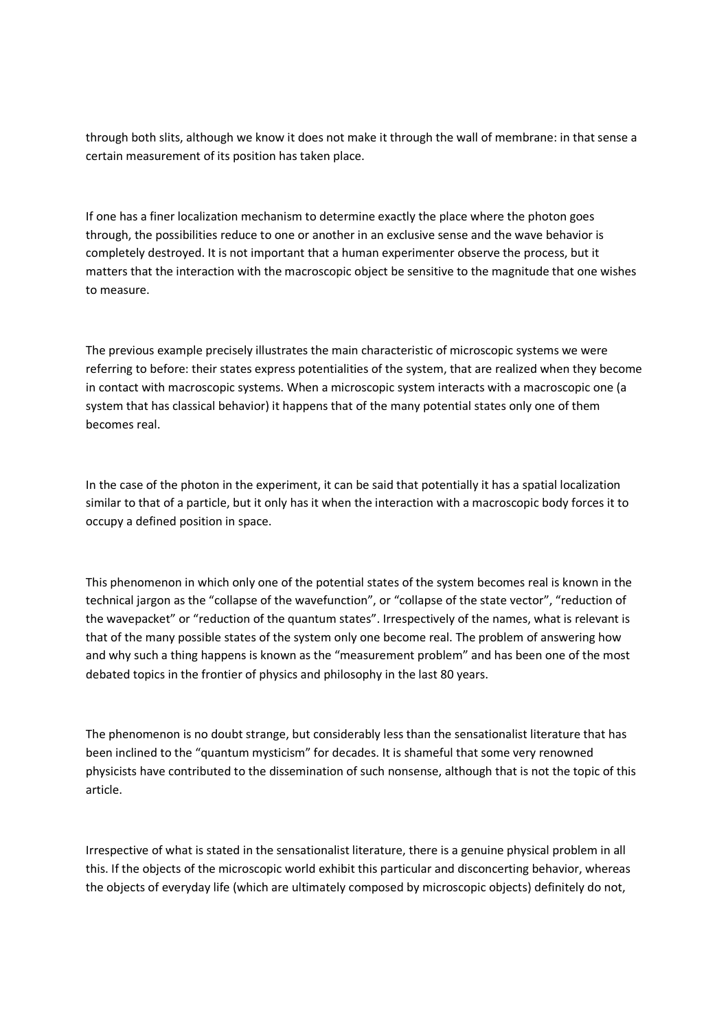through both slits, although we know it does not make it through the wall of membrane: in that sense a certain measurement of its position has taken place.

If one has a finer localization mechanism to determine exactly the place where the photon goes through, the possibilities reduce to one or another in an exclusive sense and the wave behavior is completely destroyed. It is not important that a human experimenter observe the process, but it matters that the interaction with the macroscopic object be sensitive to the magnitude that one wishes to measure.

The previous example precisely illustrates the main characteristic of microscopic systems we were referring to before: their states express potentialities of the system, that are realized when they become in contact with macroscopic systems. When a microscopic system interacts with a macroscopic one (a system that has classical behavior) it happens that of the many potential states only one of them becomes real.

In the case of the photon in the experiment, it can be said that potentially it has a spatial localization similar to that of a particle, but it only has it when the interaction with a macroscopic body forces it to occupy a defined position in space.

This phenomenon in which only one of the potential states of the system becomes real is known in the technical jargon as the “collapse of the wavefunction”, or “collapse of the state vector”, “reduction of the wavepacket” or “reduction of the quantum states”. Irrespectively of the names, what is relevant is that of the many possible states of the system only one become real. The problem of answering how and why such a thing happens is known as the “measurement problem” and has been one of the most debated topics in the frontier of physics and philosophy in the last 80 years.

The phenomenon is no doubt strange, but considerably less than the sensationalist literature that has been inclined to the “quantum mysticism” for decades. It is shameful that some very renowned physicists have contributed to the dissemination of such nonsense, although that is not the topic of this article.

Irrespective of what is stated in the sensationalist literature, there is a genuine physical problem in all this. If the objects of the microscopic world exhibit this particular and disconcerting behavior, whereas the objects of everyday life (which are ultimately composed by microscopic objects) definitely do not,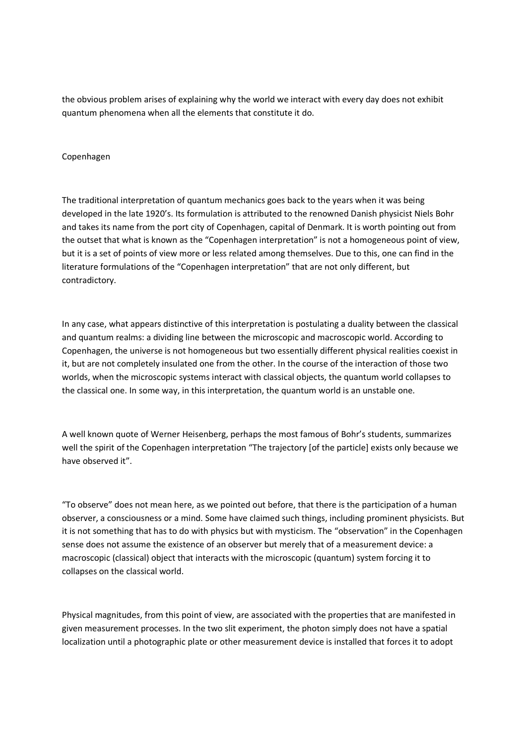the obvious problem arises of explaining why the world we interact with every day does not exhibit quantum phenomena when all the elements that constitute it do.

## Copenhagen

The traditional interpretation of quantum mechanics goes back to the years when it was being developed in the late 1920's. Its formulation is attributed to the renowned Danish physicist Niels Bohr and takes its name from the port city of Copenhagen, capital of Denmark. It is worth pointing out from the outset that what is known as the "Copenhagen interpretation" is not a homogeneous point of view, but it is a set of points of view more or less related among themselves. Due to this, one can find in the literature formulations of the "Copenhagen interpretation" that are not only different, but contradictory.

In any case, what appears distinctive of this interpretation is postulating a duality between the classical and quantum realms: a dividing line between the microscopic and macroscopic world. According to Copenhagen, the universe is not homogeneous but two essentially different physical realities coexist in it, but are not completely insulated one from the other. In the course of the interaction of those two worlds, when the microscopic systems interact with classical objects, the quantum world collapses to the classical one. In some way, in this interpretation, the quantum world is an unstable one.

A well known quote of Werner Heisenberg, perhaps the most famous of Bohr's students, summarizes well the spirit of the Copenhagen interpretation "The trajectory [of the particle] exists only because we have observed it".

"To observe" does not mean here, as we pointed out before, that there is the participation of a human observer, a consciousness or a mind. Some have claimed such things, including prominent physicists. But it is not something that has to do with physics but with mysticism. The "observation" in the Copenhagen sense does not assume the existence of an observer but merely that of a measurement device: a macroscopic (classical) object that interacts with the microscopic (quantum) system forcing it to collapses on the classical world.

Physical magnitudes, from this point of view, are associated with the properties that are manifested in given measurement processes. In the two slit experiment, the photon simply does not have a spatial localization until a photographic plate or other measurement device is installed that forces it to adopt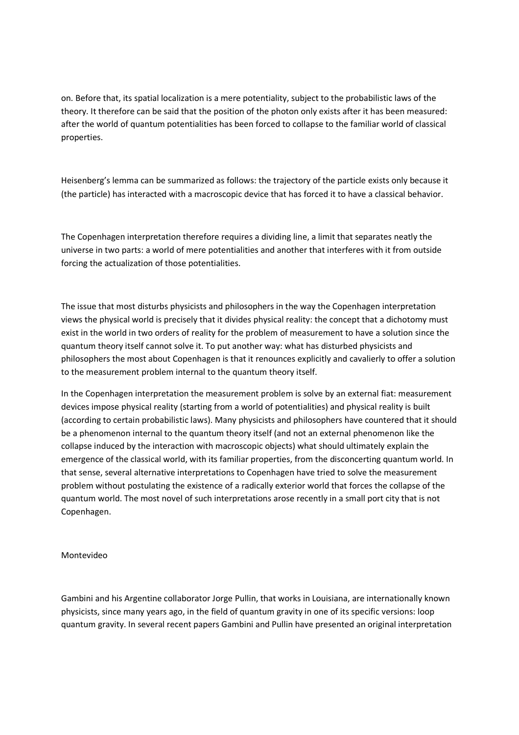on. Before that, its spatial localization is a mere potentiality, subject to the probabilistic laws of the theory. It therefore can be said that the position of the photon only exists after it has been measured: after the world of quantum potentialities has been forced to collapse to the familiar world of classical properties.

Heisenberg's lemma can be summarized as follows: the trajectory of the particle exists only because it (the particle) has interacted with a macroscopic device that has forced it to have a classical behavior.

The Copenhagen interpretation therefore requires a dividing line, a limit that separates neatly the universe in two parts: a world of mere potentialities and another that interferes with it from outside forcing the actualization of those potentialities.

The issue that most disturbs physicists and philosophers in the way the Copenhagen interpretation views the physical world is precisely that it divides physical reality: the concept that a dichotomy must exist in the world in two orders of reality for the problem of measurement to have a solution since the quantum theory itself cannot solve it. To put another way: what has disturbed physicists and philosophers the most about Copenhagen is that it renounces explicitly and cavalierly to offer a solution to the measurement problem internal to the quantum theory itself.

In the Copenhagen interpretation the measurement problem is solve by an external fiat: measurement devices impose physical reality (starting from a world of potentialities) and physical reality is built (according to certain probabilistic laws). Many physicists and philosophers have countered that it should be a phenomenon internal to the quantum theory itself (and not an external phenomenon like the collapse induced by the interaction with macroscopic objects) what should ultimately explain the emergence of the classical world, with its familiar properties, from the disconcerting quantum world. In that sense, several alternative interpretations to Copenhagen have tried to solve the measurement problem without postulating the existence of a radically exterior world that forces the collapse of the quantum world. The most novel of such interpretations arose recently in a small port city that is not Copenhagen.

## Montevideo

Gambini and his Argentine collaborator Jorge Pullin, that works in Louisiana, are internationally known physicists, since many years ago, in the field of quantum gravity in one of its specific versions: loop quantum gravity. In several recent papers Gambini and Pullin have presented an original interpretation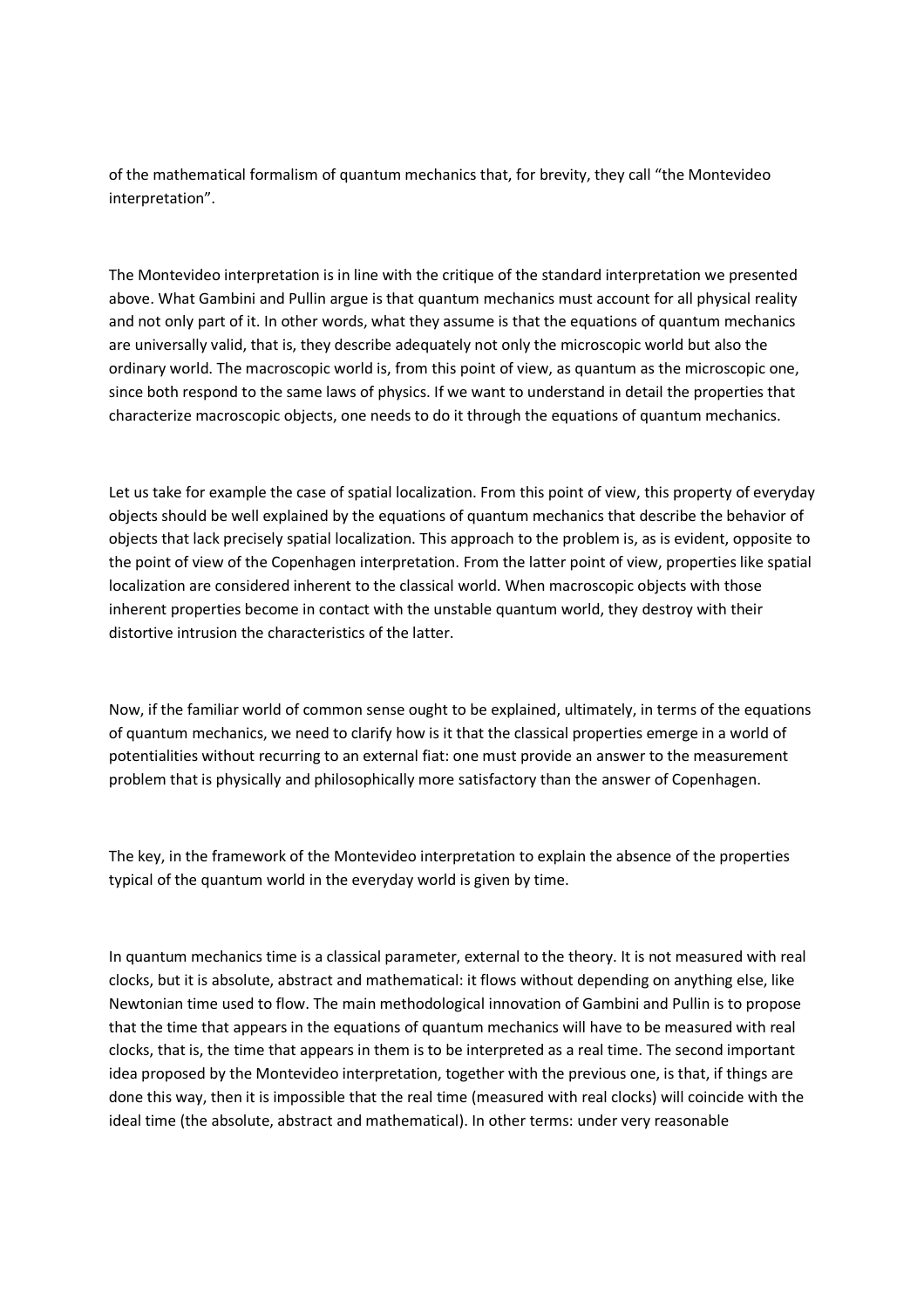of the mathematical formalism of quantum mechanics that, for brevity, they call “the Montevideo interpretation”.

The Montevideo interpretation is in line with the critique of the standard interpretation we presented above. What Gambini and Pullin argue is that quantum mechanics must account for all physical reality and not only part of it. In other words, what they assume is that the equations of quantum mechanics are universally valid, that is, they describe adequately not only the microscopic world but also the ordinary world. The macroscopic world is, from this point of view, as quantum as the microscopic one, since both respond to the same laws of physics. If we want to understand in detail the properties that characterize macroscopic objects, one needs to do it through the equations of quantum mechanics.

Let us take for example the case of spatial localization. From this point of view, this property of everyday objects should be well explained by the equations of quantum mechanics that describe the behavior of objects that lack precisely spatial localization. This approach to the problem is, as is evident, opposite to the point of view of the Copenhagen interpretation. From the latter point of view, properties like spatial localization are considered inherent to the classical world. When macroscopic objects with those inherent properties become in contact with the unstable quantum world, they destroy with their distortive intrusion the characteristics of the latter.

Now, if the familiar world of common sense ought to be explained, ultimately, in terms of the equations of quantum mechanics, we need to clarify how is it that the classical properties emerge in a world of potentialities without recurring to an external fiat: one must provide an answer to the measurement problem that is physically and philosophically more satisfactory than the answer of Copenhagen.

The key, in the framework of the Montevideo interpretation to explain the absence of the properties typical of the quantum world in the everyday world is given by time.

In quantum mechanics time is a classical parameter, external to the theory. It is not measured with real clocks, but it is absolute, abstract and mathematical: it flows without depending on anything else, like Newtonian time used to flow. The main methodological innovation of Gambini and Pullin is to propose that the time that appears in the equations of quantum mechanics will have to be measured with real clocks, that is, the time that appears in them is to be interpreted as a real time. The second important idea proposed by the Montevideo interpretation, together with the previous one, is that, if things are done this way, then it is impossible that the real time (measured with real clocks) will coincide with the ideal time (the absolute, abstract and mathematical). In other terms: under very reasonable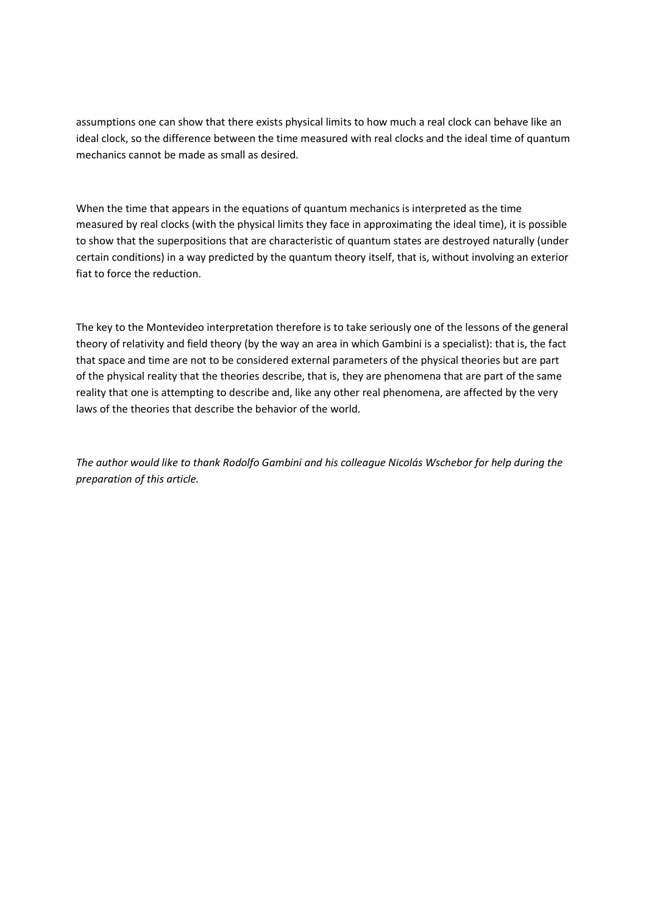assumptions one can show that there exists physical limits to how much a real clock can behave like an ideal clock, so the difference between the time measured with real clocks and the ideal time of quantum mechanics cannot be made as small as desired.

When the time that appears in the equations of quantum mechanics is interpreted as the time measured by real clocks (with the physical limits they face in approximating the ideal time), it is possible to show that the superpositions that are characteristic of quantum states are destroyed naturally (under certain conditions) in a way predicted by the quantum theory itself, that is, without involving an exterior fiat to force the reduction.

The key to the Montevideo interpretation therefore is to take seriously one of the lessons of the general theory of relativity and field theory (by the way an area in which Gambini is a specialist): that is, the fact that space and time are not to be considered external parameters of the physical theories but are part of the physical reality that the theories describe, that is, they are phenomena that are part of the same reality that one is attempting to describe and, like any other real phenomena, are affected by the very laws of the theories that describe the behavior of the world.

*The author would like to thank Rodolfo Gambini and his colleague Nicolás Wschebor for help during the preparation of this article.*